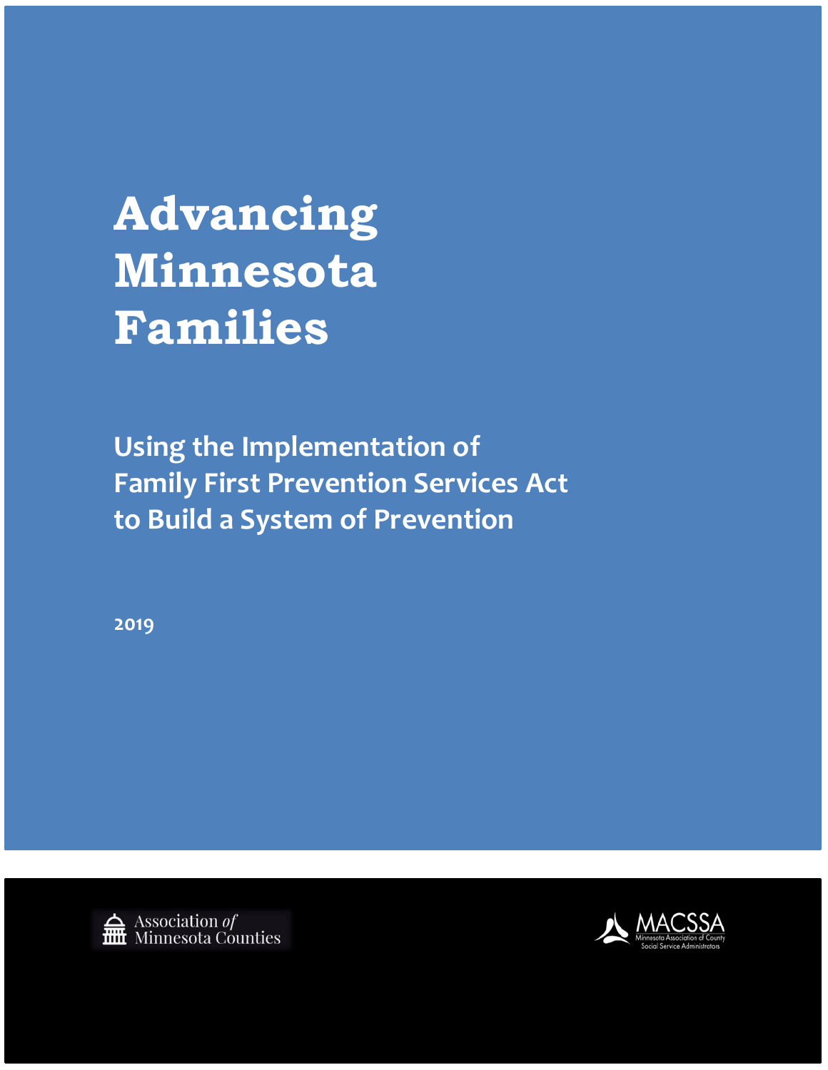# Advancing Minnesota Families

## Using the Implementation of Family First Prevention Services Act to Build a System of Prevention

2019

Association *of* Minnesota Counties

MACSSA
Minnesota Association of County Social Service Administrators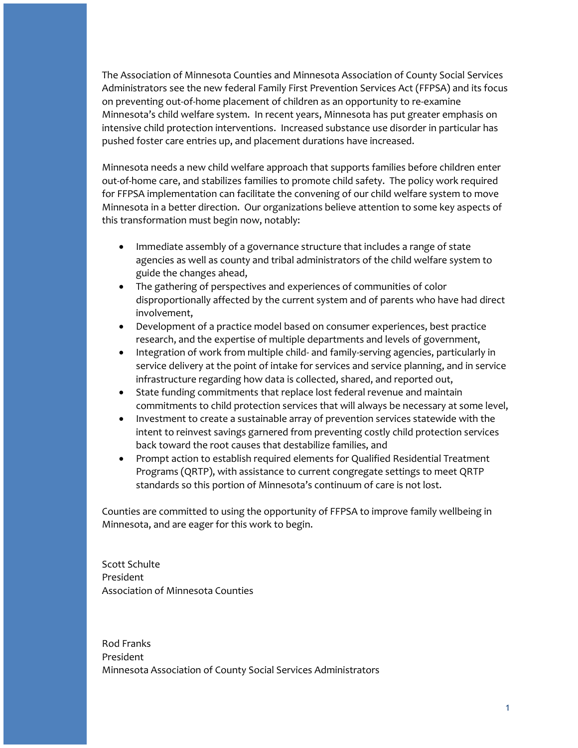The Association of Minnesota Counties and Minnesota Association of County Social Services Administrators see the new federal Family First Prevention Services Act (FFPSA) and its focus on preventing out-of-home placement of children as an opportunity to re-examine Minnesota's child welfare system. In recent years, Minnesota has put greater emphasis on intensive child protection interventions. Increased substance use disorder in particular has pushed foster care entries up, and placement durations have increased.

Minnesota needs a new child welfare approach that supports families before children enter out-of-home care, and stabilizes families to promote child safety. The policy work required for FFPSA implementation can facilitate the convening of our child welfare system to move Minnesota in a better direction. Our organizations believe attention to some key aspects of this transformation must begin now, notably:

- Immediate assembly of a governance structure that includes a range of state agencies as well as county and tribal administrators of the child welfare system to guide the changes ahead,
- The gathering of perspectives and experiences of communities of color disproportionally affected by the current system and of parents who have had direct involvement,
- Development of a practice model based on consumer experiences, best practice research, and the expertise of multiple departments and levels of government,
- Integration of work from multiple child- and family-serving agencies, particularly in service delivery at the point of intake for services and service planning, and in service infrastructure regarding how data is collected, shared, and reported out,
- State funding commitments that replace lost federal revenue and maintain commitments to child protection services that will always be necessary at some level,
- Investment to create a sustainable array of prevention services statewide with the intent to reinvest savings garnered from preventing costly child protection services back toward the root causes that destabilize families, and
- Prompt action to establish required elements for Qualified Residential Treatment Programs (QRTP), with assistance to current congregate settings to meet QRTP standards so this portion of Minnesota's continuum of care is not lost.

Counties are committed to using the opportunity of FFPSA to improve family wellbeing in Minnesota, and are eager for this work to begin.

Scott Schulte
President
Association of Minnesota Counties

Rod Franks
President
Minnesota Association of County Social Services Administrators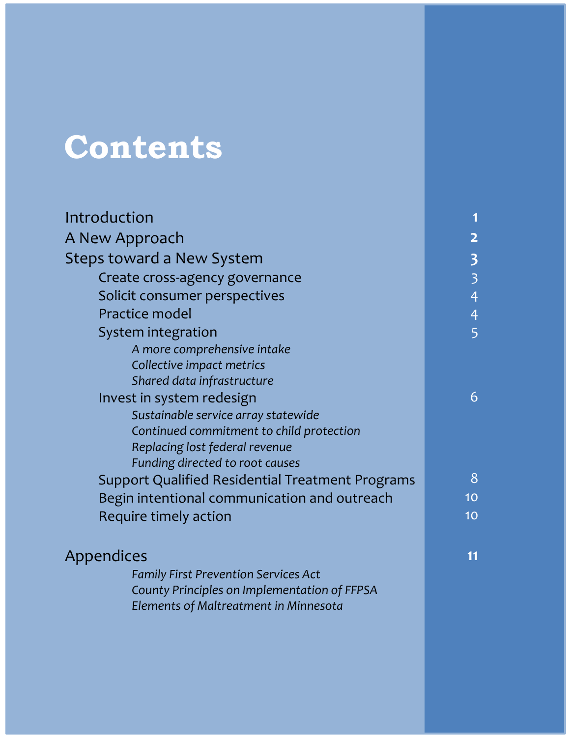# Contents

| | |
|---|---|
| Introduction | **1** |
| A New Approach | **2** |
| Steps toward a New System | **3** |
| Create cross-agency governance | 3 |
| Solicit consumer perspectives | 4 |
| Practice model | 4 |
| System integration | 5 |
| *A more comprehensive intake* | |
| *Collective impact metrics* | |
| *Shared data infrastructure* | |
| Invest in system redesign | 6 |
| *Sustainable service array statewide* | |
| *Continued commitment to child protection* | |
| *Replacing lost federal revenue* | |
| *Funding directed to root causes* | |
| Support Qualified Residential Treatment Programs | 8 |
| Begin intentional communication and outreach | 10 |
| Require timely action | 10 |
| Appendices | **11** |
| *Family First Prevention Services Act* | |
| *County Principles on Implementation of FFPSA* | |
| *Elements of Maltreatment in Minnesota* | |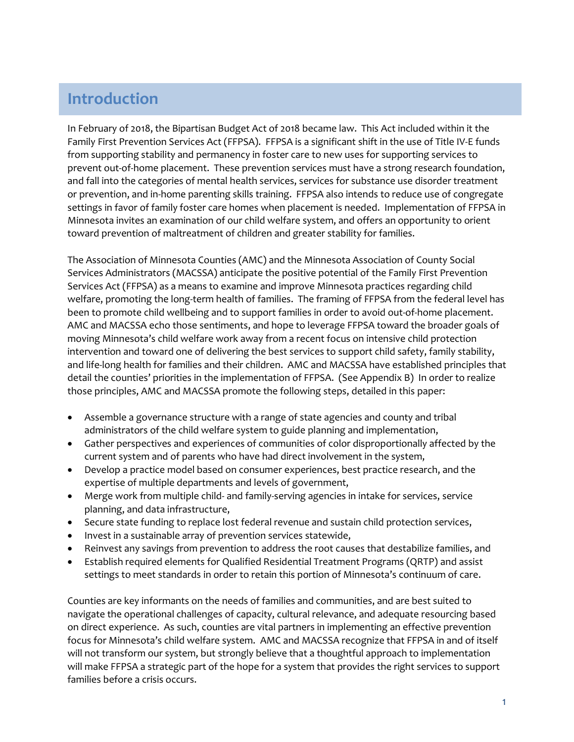## Introduction

In February of 2018, the Bipartisan Budget Act of 2018 became law. This Act included within it the Family First Prevention Services Act (FFPSA). FFPSA is a significant shift in the use of Title IV-E funds from supporting stability and permanency in foster care to new uses for supporting services to prevent out-of-home placement. These prevention services must have a strong research foundation, and fall into the categories of mental health services, services for substance use disorder treatment or prevention, and in-home parenting skills training. FFPSA also intends to reduce use of congregate settings in favor of family foster care homes when placement is needed. Implementation of FFPSA in Minnesota invites an examination of our child welfare system, and offers an opportunity to orient toward prevention of maltreatment of children and greater stability for families.

The Association of Minnesota Counties (AMC) and the Minnesota Association of County Social Services Administrators (MACSSA) anticipate the positive potential of the Family First Prevention Services Act (FFPSA) as a means to examine and improve Minnesota practices regarding child welfare, promoting the long-term health of families. The framing of FFPSA from the federal level has been to promote child wellbeing and to support families in order to avoid out-of-home placement. AMC and MACSSA echo those sentiments, and hope to leverage FFPSA toward the broader goals of moving Minnesota's child welfare work away from a recent focus on intensive child protection intervention and toward one of delivering the best services to support child safety, family stability, and life-long health for families and their children. AMC and MACSSA have established principles that detail the counties' priorities in the implementation of FFPSA. (See Appendix B) In order to realize those principles, AMC and MACSSA promote the following steps, detailed in this paper:

- Assemble a governance structure with a range of state agencies and county and tribal administrators of the child welfare system to guide planning and implementation,
- Gather perspectives and experiences of communities of color disproportionally affected by the current system and of parents who have had direct involvement in the system,
- Develop a practice model based on consumer experiences, best practice research, and the expertise of multiple departments and levels of government,
- Merge work from multiple child- and family-serving agencies in intake for services, service planning, and data infrastructure,
- Secure state funding to replace lost federal revenue and sustain child protection services,
- Invest in a sustainable array of prevention services statewide,
- Reinvest any savings from prevention to address the root causes that destabilize families, and
- Establish required elements for Qualified Residential Treatment Programs (QRTP) and assist settings to meet standards in order to retain this portion of Minnesota's continuum of care.

Counties are key informants on the needs of families and communities, and are best suited to navigate the operational challenges of capacity, cultural relevance, and adequate resourcing based on direct experience. As such, counties are vital partners in implementing an effective prevention focus for Minnesota's child welfare system. AMC and MACSSA recognize that FFPSA in and of itself will not transform our system, but strongly believe that a thoughtful approach to implementation will make FFPSA a strategic part of the hope for a system that provides the right services to support families before a crisis occurs.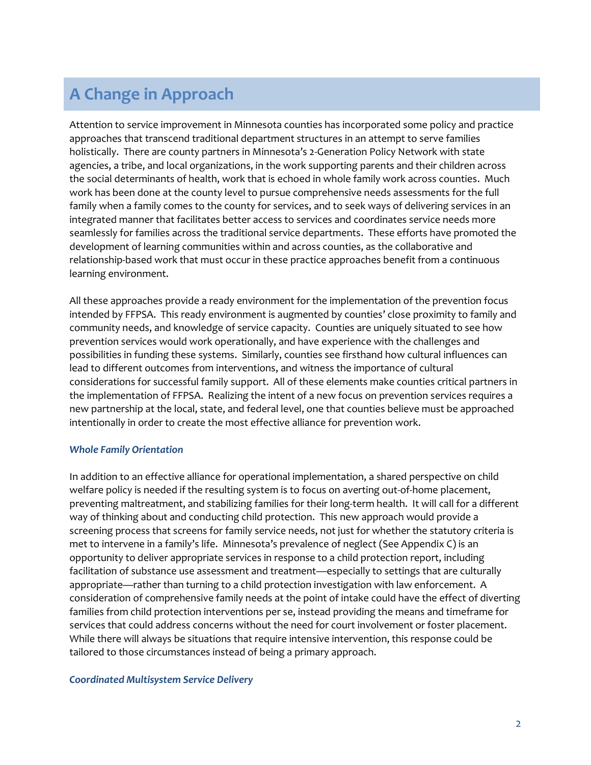## A Change in Approach

Attention to service improvement in Minnesota counties has incorporated some policy and practice approaches that transcend traditional department structures in an attempt to serve families holistically. There are county partners in Minnesota's 2-Generation Policy Network with state agencies, a tribe, and local organizations, in the work supporting parents and their children across the social determinants of health, work that is echoed in whole family work across counties. Much work has been done at the county level to pursue comprehensive needs assessments for the full family when a family comes to the county for services, and to seek ways of delivering services in an integrated manner that facilitates better access to services and coordinates service needs more seamlessly for families across the traditional service departments. These efforts have promoted the development of learning communities within and across counties, as the collaborative and relationship-based work that must occur in these practice approaches benefit from a continuous learning environment.

All these approaches provide a ready environment for the implementation of the prevention focus intended by FFPSA. This ready environment is augmented by counties' close proximity to family and community needs, and knowledge of service capacity. Counties are uniquely situated to see how prevention services would work operationally, and have experience with the challenges and possibilities in funding these systems. Similarly, counties see firsthand how cultural influences can lead to different outcomes from interventions, and witness the importance of cultural considerations for successful family support. All of these elements make counties critical partners in the implementation of FFPSA. Realizing the intent of a new focus on prevention services requires a new partnership at the local, state, and federal level, one that counties believe must be approached intentionally in order to create the most effective alliance for prevention work.

### *Whole Family Orientation*

In addition to an effective alliance for operational implementation, a shared perspective on child welfare policy is needed if the resulting system is to focus on averting out-of-home placement, preventing maltreatment, and stabilizing families for their long-term health. It will call for a different way of thinking about and conducting child protection. This new approach would provide a screening process that screens for family service needs, not just for whether the statutory criteria is met to intervene in a family's life. Minnesota's prevalence of neglect (See Appendix C) is an opportunity to deliver appropriate services in response to a child protection report, including facilitation of substance use assessment and treatment—especially to settings that are culturally appropriate—rather than turning to a child protection investigation with law enforcement. A consideration of comprehensive family needs at the point of intake could have the effect of diverting families from child protection interventions per se, instead providing the means and timeframe for services that could address concerns without the need for court involvement or foster placement. While there will always be situations that require intensive intervention, this response could be tailored to those circumstances instead of being a primary approach.

### *Coordinated Multisystem Service Delivery*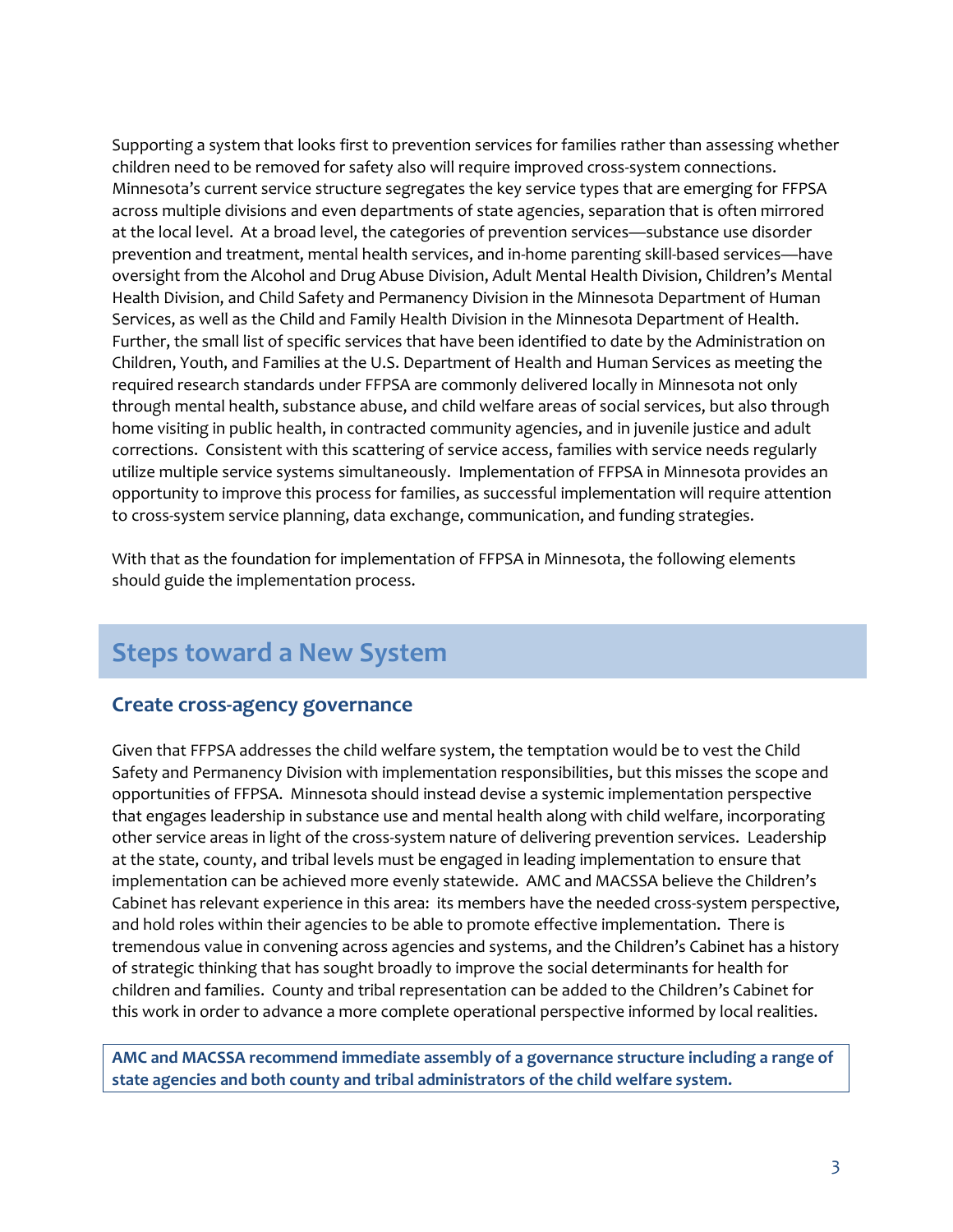Supporting a system that looks first to prevention services for families rather than assessing whether children need to be removed for safety also will require improved cross-system connections. Minnesota's current service structure segregates the key service types that are emerging for FFPSA across multiple divisions and even departments of state agencies, separation that is often mirrored at the local level. At a broad level, the categories of prevention services—substance use disorder prevention and treatment, mental health services, and in-home parenting skill-based services—have oversight from the Alcohol and Drug Abuse Division, Adult Mental Health Division, Children's Mental Health Division, and Child Safety and Permanency Division in the Minnesota Department of Human Services, as well as the Child and Family Health Division in the Minnesota Department of Health. Further, the small list of specific services that have been identified to date by the Administration on Children, Youth, and Families at the U.S. Department of Health and Human Services as meeting the required research standards under FFPSA are commonly delivered locally in Minnesota not only through mental health, substance abuse, and child welfare areas of social services, but also through home visiting in public health, in contracted community agencies, and in juvenile justice and adult corrections. Consistent with this scattering of service access, families with service needs regularly utilize multiple service systems simultaneously. Implementation of FFPSA in Minnesota provides an opportunity to improve this process for families, as successful implementation will require attention to cross-system service planning, data exchange, communication, and funding strategies.

With that as the foundation for implementation of FFPSA in Minnesota, the following elements should guide the implementation process.

## Steps toward a New System

### Create cross-agency governance

Given that FFPSA addresses the child welfare system, the temptation would be to vest the Child Safety and Permanency Division with implementation responsibilities, but this misses the scope and opportunities of FFPSA. Minnesota should instead devise a systemic implementation perspective that engages leadership in substance use and mental health along with child welfare, incorporating other service areas in light of the cross-system nature of delivering prevention services. Leadership at the state, county, and tribal levels must be engaged in leading implementation to ensure that implementation can be achieved more evenly statewide. AMC and MACSSA believe the Children's Cabinet has relevant experience in this area: its members have the needed cross-system perspective, and hold roles within their agencies to be able to promote effective implementation. There is tremendous value in convening across agencies and systems, and the Children's Cabinet has a history of strategic thinking that has sought broadly to improve the social determinants for health for children and families. County and tribal representation can be added to the Children's Cabinet for this work in order to advance a more complete operational perspective informed by local realities.

**AMC and MACSSA recommend immediate assembly of a governance structure including a range of state agencies and both county and tribal administrators of the child welfare system.**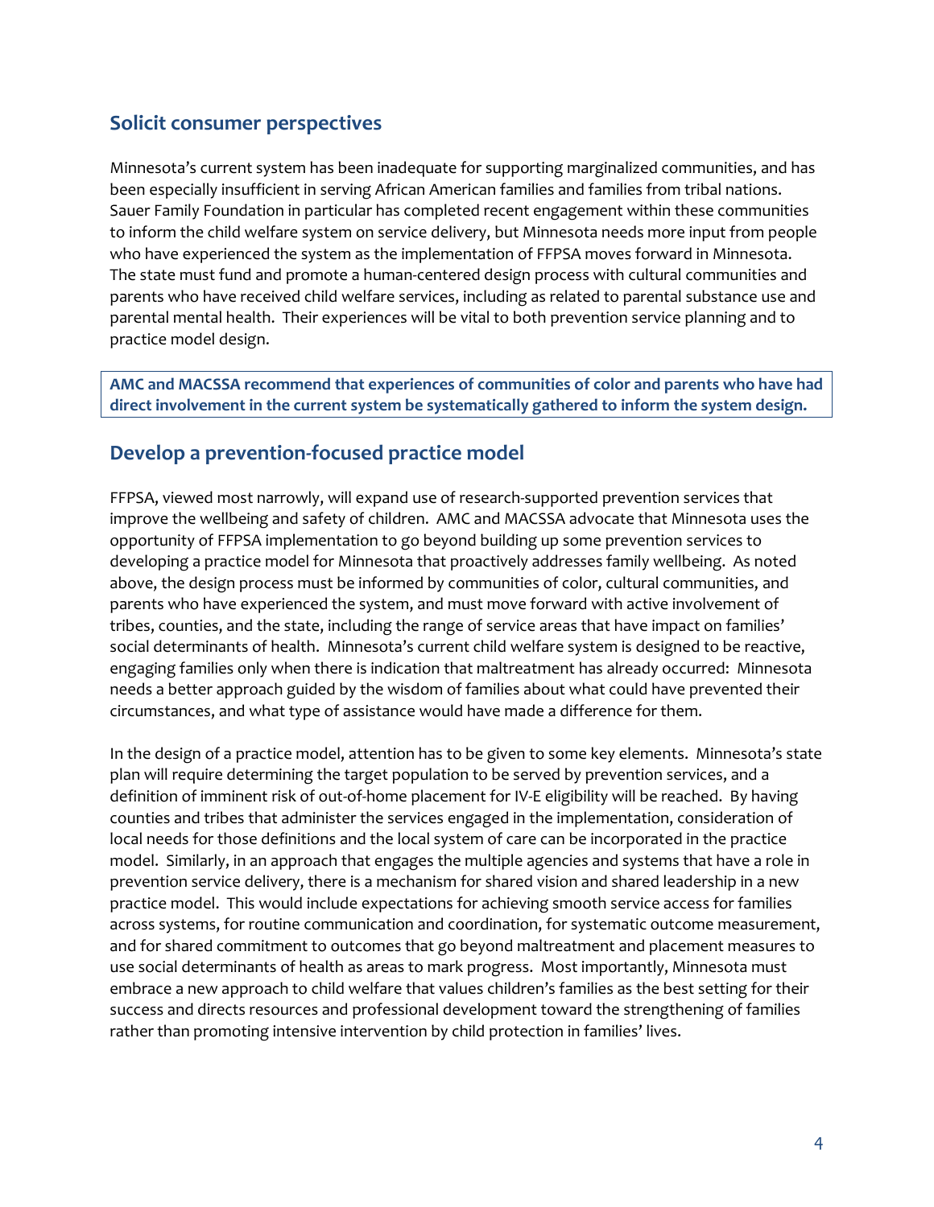## Solicit consumer perspectives

Minnesota's current system has been inadequate for supporting marginalized communities, and has been especially insufficient in serving African American families and families from tribal nations. Sauer Family Foundation in particular has completed recent engagement within these communities to inform the child welfare system on service delivery, but Minnesota needs more input from people who have experienced the system as the implementation of FFPSA moves forward in Minnesota. The state must fund and promote a human-centered design process with cultural communities and parents who have received child welfare services, including as related to parental substance use and parental mental health. Their experiences will be vital to both prevention service planning and to practice model design.

**AMC and MACSSA recommend that experiences of communities of color and parents who have had direct involvement in the current system be systematically gathered to inform the system design.**

## Develop a prevention-focused practice model

FFPSA, viewed most narrowly, will expand use of research-supported prevention services that improve the wellbeing and safety of children. AMC and MACSSA advocate that Minnesota uses the opportunity of FFPSA implementation to go beyond building up some prevention services to developing a practice model for Minnesota that proactively addresses family wellbeing. As noted above, the design process must be informed by communities of color, cultural communities, and parents who have experienced the system, and must move forward with active involvement of tribes, counties, and the state, including the range of service areas that have impact on families' social determinants of health. Minnesota's current child welfare system is designed to be reactive, engaging families only when there is indication that maltreatment has already occurred: Minnesota needs a better approach guided by the wisdom of families about what could have prevented their circumstances, and what type of assistance would have made a difference for them.

In the design of a practice model, attention has to be given to some key elements. Minnesota's state plan will require determining the target population to be served by prevention services, and a definition of imminent risk of out-of-home placement for IV-E eligibility will be reached. By having counties and tribes that administer the services engaged in the implementation, consideration of local needs for those definitions and the local system of care can be incorporated in the practice model. Similarly, in an approach that engages the multiple agencies and systems that have a role in prevention service delivery, there is a mechanism for shared vision and shared leadership in a new practice model. This would include expectations for achieving smooth service access for families across systems, for routine communication and coordination, for systematic outcome measurement, and for shared commitment to outcomes that go beyond maltreatment and placement measures to use social determinants of health as areas to mark progress. Most importantly, Minnesota must embrace a new approach to child welfare that values children's families as the best setting for their success and directs resources and professional development toward the strengthening of families rather than promoting intensive intervention by child protection in families' lives.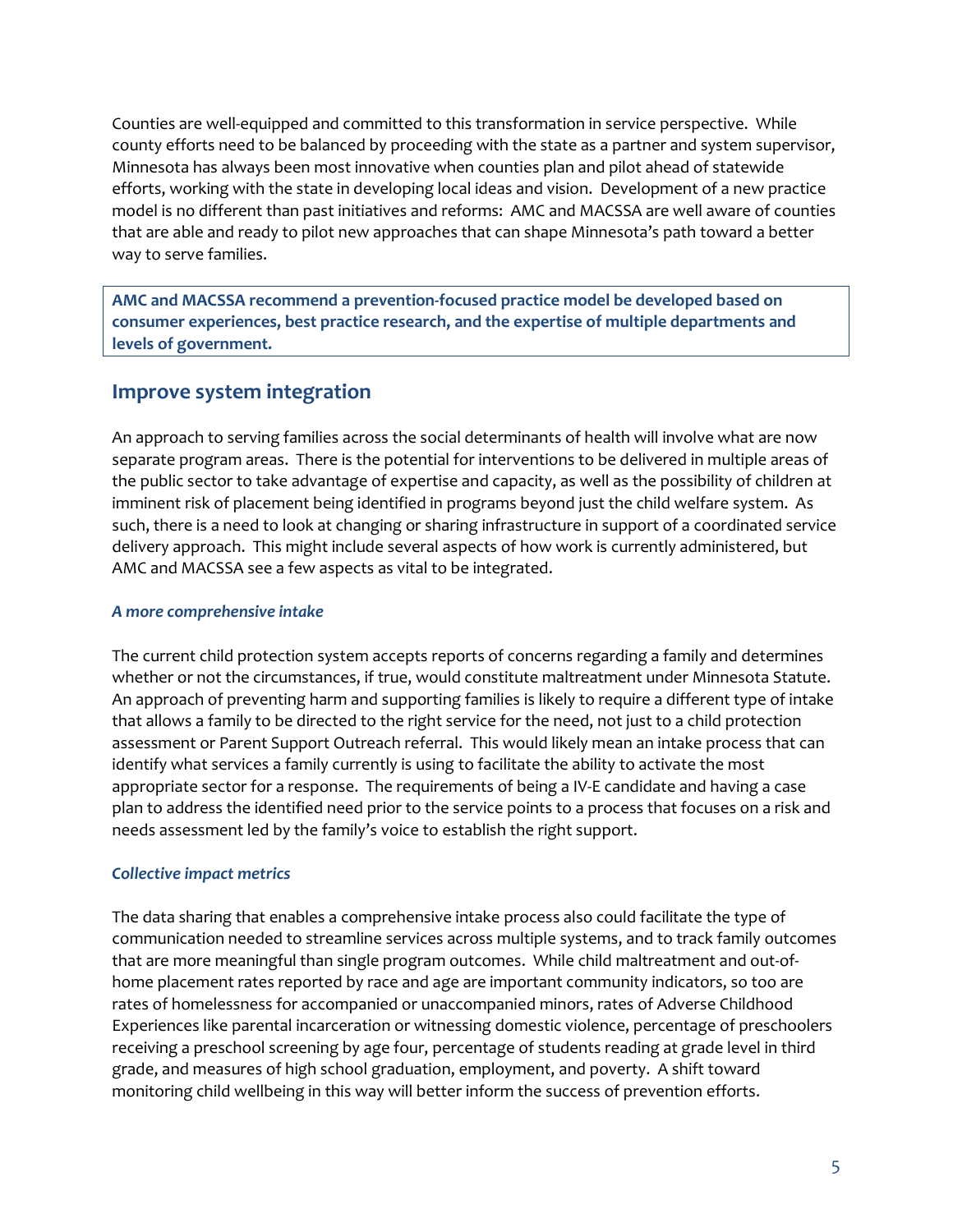Counties are well-equipped and committed to this transformation in service perspective. While county efforts need to be balanced by proceeding with the state as a partner and system supervisor, Minnesota has always been most innovative when counties plan and pilot ahead of statewide efforts, working with the state in developing local ideas and vision. Development of a new practice model is no different than past initiatives and reforms: AMC and MACSSA are well aware of counties that are able and ready to pilot new approaches that can shape Minnesota's path toward a better way to serve families.

**AMC and MACSSA recommend a prevention-focused practice model be developed based on consumer experiences, best practice research, and the expertise of multiple departments and levels of government.**

## Improve system integration

An approach to serving families across the social determinants of health will involve what are now separate program areas. There is the potential for interventions to be delivered in multiple areas of the public sector to take advantage of expertise and capacity, as well as the possibility of children at imminent risk of placement being identified in programs beyond just the child welfare system. As such, there is a need to look at changing or sharing infrastructure in support of a coordinated service delivery approach. This might include several aspects of how work is currently administered, but AMC and MACSSA see a few aspects as vital to be integrated.

### *A more comprehensive intake*

The current child protection system accepts reports of concerns regarding a family and determines whether or not the circumstances, if true, would constitute maltreatment under Minnesota Statute. An approach of preventing harm and supporting families is likely to require a different type of intake that allows a family to be directed to the right service for the need, not just to a child protection assessment or Parent Support Outreach referral. This would likely mean an intake process that can identify what services a family currently is using to facilitate the ability to activate the most appropriate sector for a response. The requirements of being a IV-E candidate and having a case plan to address the identified need prior to the service points to a process that focuses on a risk and needs assessment led by the family's voice to establish the right support.

### *Collective impact metrics*

The data sharing that enables a comprehensive intake process also could facilitate the type of communication needed to streamline services across multiple systems, and to track family outcomes that are more meaningful than single program outcomes. While child maltreatment and out-of-home placement rates reported by race and age are important community indicators, so too are rates of homelessness for accompanied or unaccompanied minors, rates of Adverse Childhood Experiences like parental incarceration or witnessing domestic violence, percentage of preschoolers receiving a preschool screening by age four, percentage of students reading at grade level in third grade, and measures of high school graduation, employment, and poverty. A shift toward monitoring child wellbeing in this way will better inform the success of prevention efforts.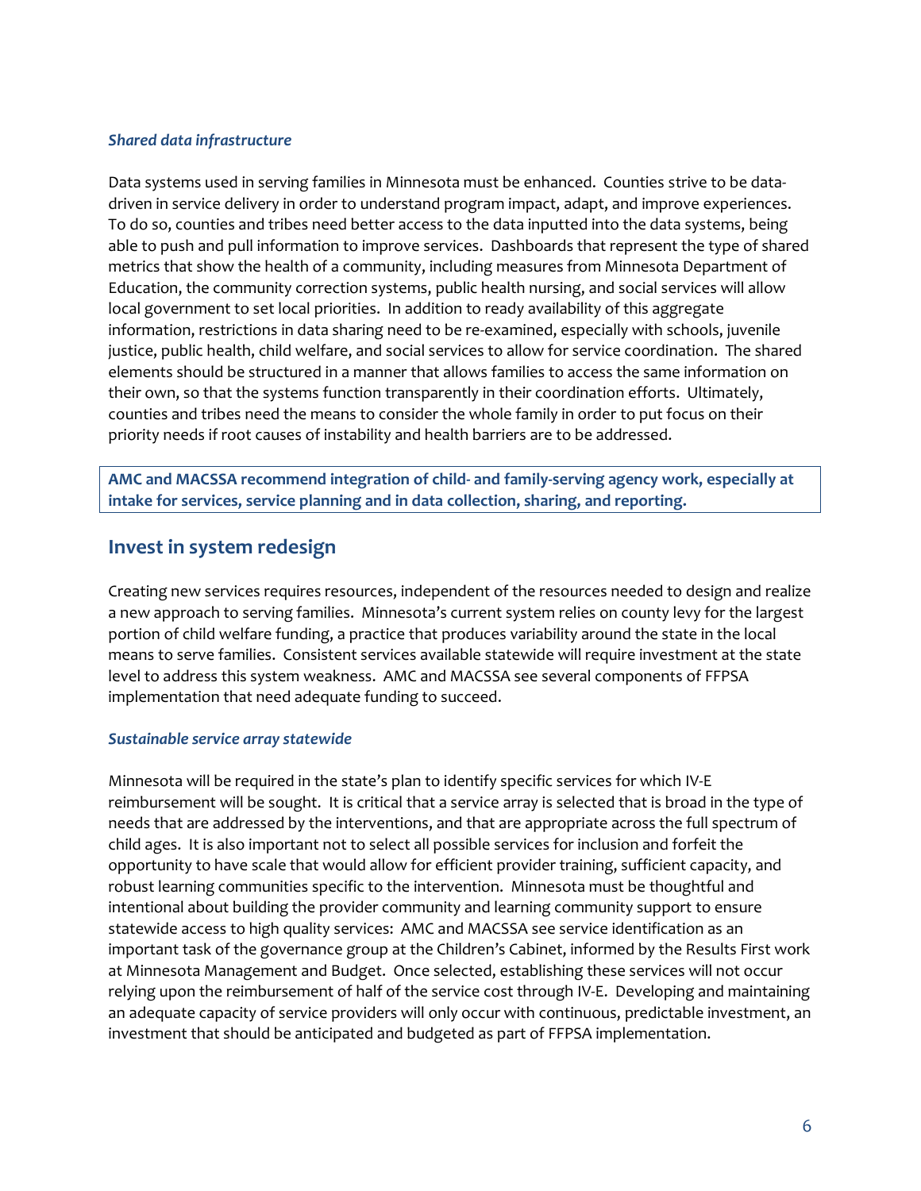### *Shared data infrastructure*

Data systems used in serving families in Minnesota must be enhanced. Counties strive to be data-driven in service delivery in order to understand program impact, adapt, and improve experiences. To do so, counties and tribes need better access to the data inputted into the data systems, being able to push and pull information to improve services. Dashboards that represent the type of shared metrics that show the health of a community, including measures from Minnesota Department of Education, the community correction systems, public health nursing, and social services will allow local government to set local priorities. In addition to ready availability of this aggregate information, restrictions in data sharing need to be re-examined, especially with schools, juvenile justice, public health, child welfare, and social services to allow for service coordination. The shared elements should be structured in a manner that allows families to access the same information on their own, so that the systems function transparently in their coordination efforts. Ultimately, counties and tribes need the means to consider the whole family in order to put focus on their priority needs if root causes of instability and health barriers are to be addressed.

**AMC and MACSSA recommend integration of child- and family-serving agency work, especially at intake for services, service planning and in data collection, sharing, and reporting.**

## Invest in system redesign

Creating new services requires resources, independent of the resources needed to design and realize a new approach to serving families. Minnesota's current system relies on county levy for the largest portion of child welfare funding, a practice that produces variability around the state in the local means to serve families. Consistent services available statewide will require investment at the state level to address this system weakness. AMC and MACSSA see several components of FFPSA implementation that need adequate funding to succeed.

### *Sustainable service array statewide*

Minnesota will be required in the state's plan to identify specific services for which IV-E reimbursement will be sought. It is critical that a service array is selected that is broad in the type of needs that are addressed by the interventions, and that are appropriate across the full spectrum of child ages. It is also important not to select all possible services for inclusion and forfeit the opportunity to have scale that would allow for efficient provider training, sufficient capacity, and robust learning communities specific to the intervention. Minnesota must be thoughtful and intentional about building the provider community and learning community support to ensure statewide access to high quality services: AMC and MACSSA see service identification as an important task of the governance group at the Children's Cabinet, informed by the Results First work at Minnesota Management and Budget. Once selected, establishing these services will not occur relying upon the reimbursement of half of the service cost through IV-E. Developing and maintaining an adequate capacity of service providers will only occur with continuous, predictable investment, an investment that should be anticipated and budgeted as part of FFPSA implementation.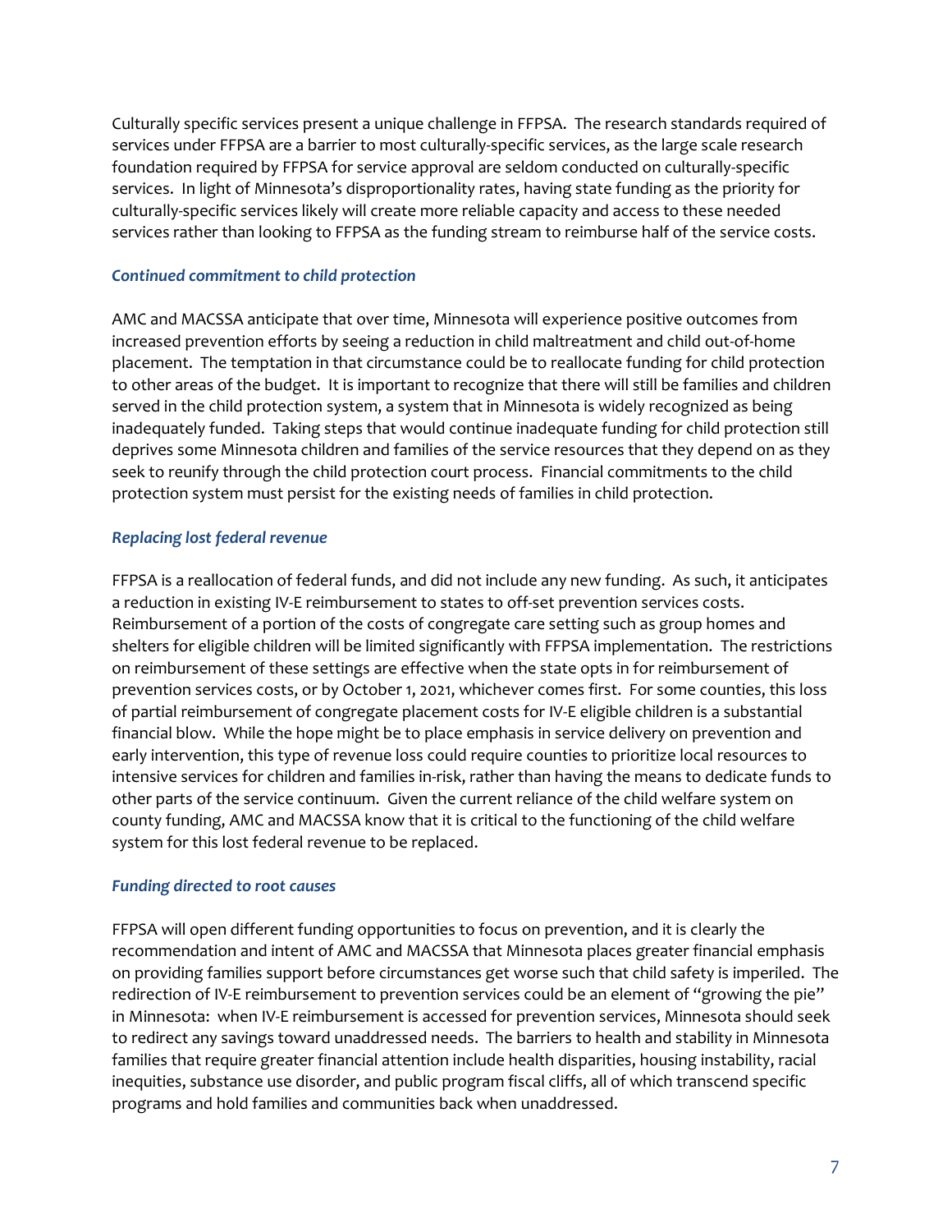Culturally specific services present a unique challenge in FFPSA. The research standards required of services under FFPSA are a barrier to most culturally-specific services, as the large scale research foundation required by FFPSA for service approval are seldom conducted on culturally-specific services. In light of Minnesota's disproportionality rates, having state funding as the priority for culturally-specific services likely will create more reliable capacity and access to these needed services rather than looking to FFPSA as the funding stream to reimburse half of the service costs.

### *Continued commitment to child protection*

AMC and MACSSA anticipate that over time, Minnesota will experience positive outcomes from increased prevention efforts by seeing a reduction in child maltreatment and child out-of-home placement. The temptation in that circumstance could be to reallocate funding for child protection to other areas of the budget. It is important to recognize that there will still be families and children served in the child protection system, a system that in Minnesota is widely recognized as being inadequately funded. Taking steps that would continue inadequate funding for child protection still deprives some Minnesota children and families of the service resources that they depend on as they seek to reunify through the child protection court process. Financial commitments to the child protection system must persist for the existing needs of families in child protection.

### *Replacing lost federal revenue*

FFPSA is a reallocation of federal funds, and did not include any new funding. As such, it anticipates a reduction in existing IV-E reimbursement to states to off-set prevention services costs. Reimbursement of a portion of the costs of congregate care setting such as group homes and shelters for eligible children will be limited significantly with FFPSA implementation. The restrictions on reimbursement of these settings are effective when the state opts in for reimbursement of prevention services costs, or by October 1, 2021, whichever comes first. For some counties, this loss of partial reimbursement of congregate placement costs for IV-E eligible children is a substantial financial blow. While the hope might be to place emphasis in service delivery on prevention and early intervention, this type of revenue loss could require counties to prioritize local resources to intensive services for children and families in-risk, rather than having the means to dedicate funds to other parts of the service continuum. Given the current reliance of the child welfare system on county funding, AMC and MACSSA know that it is critical to the functioning of the child welfare system for this lost federal revenue to be replaced.

### *Funding directed to root causes*

FFPSA will open different funding opportunities to focus on prevention, and it is clearly the recommendation and intent of AMC and MACSSA that Minnesota places greater financial emphasis on providing families support before circumstances get worse such that child safety is imperiled. The redirection of IV-E reimbursement to prevention services could be an element of "growing the pie" in Minnesota: when IV-E reimbursement is accessed for prevention services, Minnesota should seek to redirect any savings toward unaddressed needs. The barriers to health and stability in Minnesota families that require greater financial attention include health disparities, housing instability, racial inequities, substance use disorder, and public program fiscal cliffs, all of which transcend specific programs and hold families and communities back when unaddressed.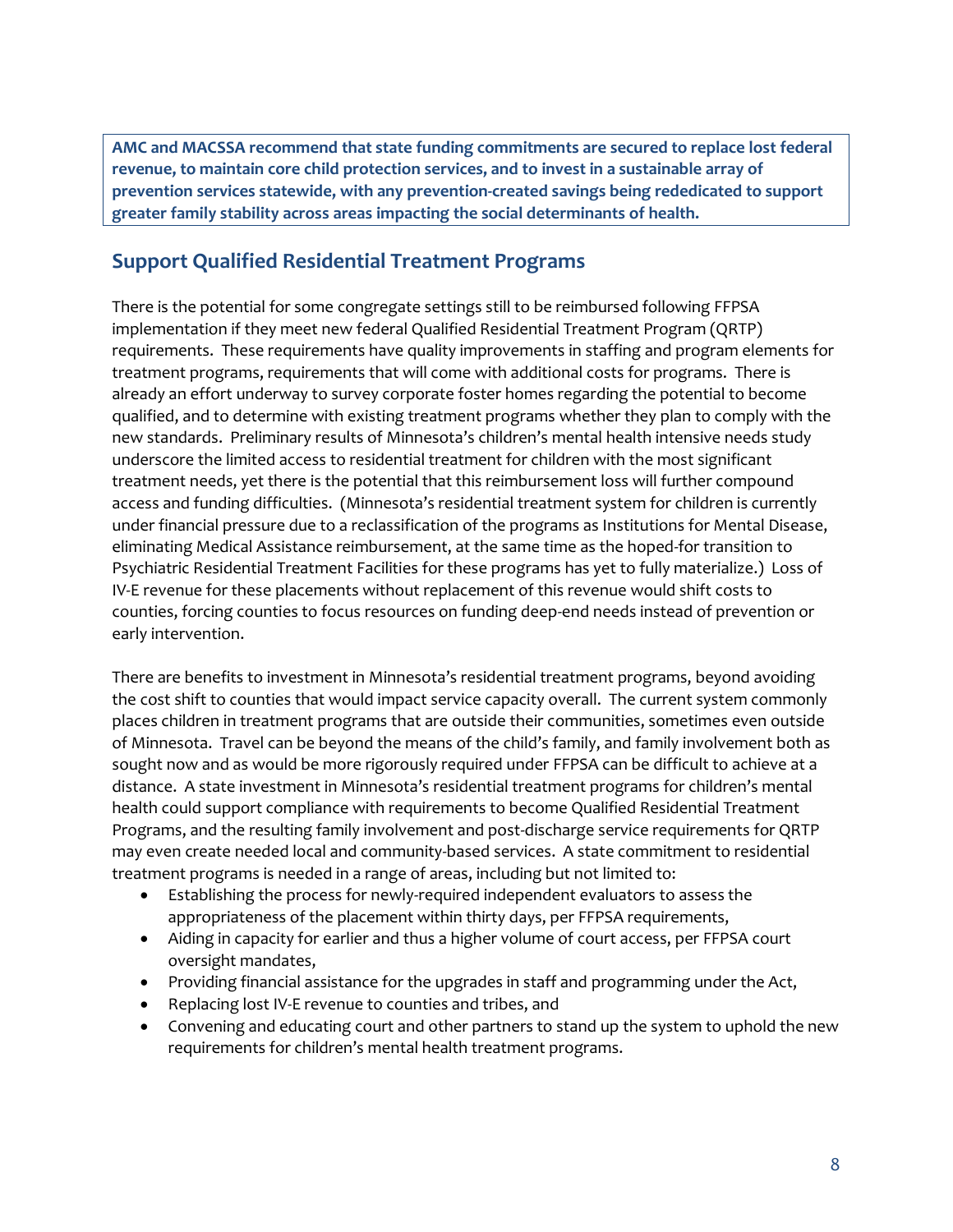**AMC and MACSSA recommend that state funding commitments are secured to replace lost federal revenue, to maintain core child protection services, and to invest in a sustainable array of prevention services statewide, with any prevention-created savings being rededicated to support greater family stability across areas impacting the social determinants of health.**

## Support Qualified Residential Treatment Programs

There is the potential for some congregate settings still to be reimbursed following FFPSA implementation if they meet new federal Qualified Residential Treatment Program (QRTP) requirements. These requirements have quality improvements in staffing and program elements for treatment programs, requirements that will come with additional costs for programs. There is already an effort underway to survey corporate foster homes regarding the potential to become qualified, and to determine with existing treatment programs whether they plan to comply with the new standards. Preliminary results of Minnesota's children's mental health intensive needs study underscore the limited access to residential treatment for children with the most significant treatment needs, yet there is the potential that this reimbursement loss will further compound access and funding difficulties. (Minnesota's residential treatment system for children is currently under financial pressure due to a reclassification of the programs as Institutions for Mental Disease, eliminating Medical Assistance reimbursement, at the same time as the hoped-for transition to Psychiatric Residential Treatment Facilities for these programs has yet to fully materialize.) Loss of IV-E revenue for these placements without replacement of this revenue would shift costs to counties, forcing counties to focus resources on funding deep-end needs instead of prevention or early intervention.

There are benefits to investment in Minnesota's residential treatment programs, beyond avoiding the cost shift to counties that would impact service capacity overall. The current system commonly places children in treatment programs that are outside their communities, sometimes even outside of Minnesota. Travel can be beyond the means of the child's family, and family involvement both as sought now and as would be more rigorously required under FFPSA can be difficult to achieve at a distance. A state investment in Minnesota's residential treatment programs for children's mental health could support compliance with requirements to become Qualified Residential Treatment Programs, and the resulting family involvement and post-discharge service requirements for QRTP may even create needed local and community-based services. A state commitment to residential treatment programs is needed in a range of areas, including but not limited to:

- Establishing the process for newly-required independent evaluators to assess the appropriateness of the placement within thirty days, per FFPSA requirements,
- Aiding in capacity for earlier and thus a higher volume of court access, per FFPSA court oversight mandates,
- Providing financial assistance for the upgrades in staff and programming under the Act,
- Replacing lost IV-E revenue to counties and tribes, and
- Convening and educating court and other partners to stand up the system to uphold the new requirements for children's mental health treatment programs.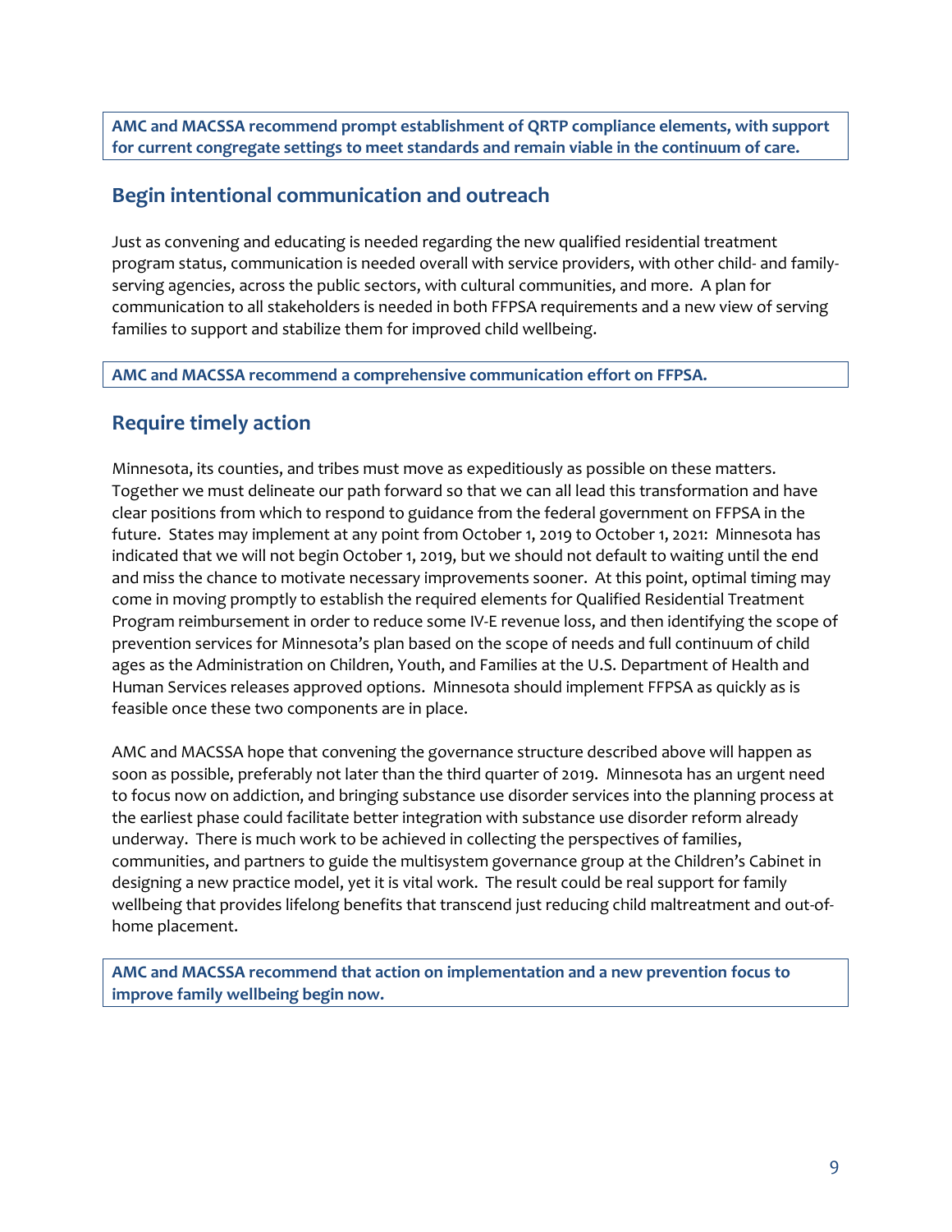**AMC and MACSSA recommend prompt establishment of QRTP compliance elements, with support for current congregate settings to meet standards and remain viable in the continuum of care.**

## Begin intentional communication and outreach

Just as convening and educating is needed regarding the new qualified residential treatment program status, communication is needed overall with service providers, with other child- and family-serving agencies, across the public sectors, with cultural communities, and more. A plan for communication to all stakeholders is needed in both FFPSA requirements and a new view of serving families to support and stabilize them for improved child wellbeing.

**AMC and MACSSA recommend a comprehensive communication effort on FFPSA.**

## Require timely action

Minnesota, its counties, and tribes must move as expeditiously as possible on these matters. Together we must delineate our path forward so that we can all lead this transformation and have clear positions from which to respond to guidance from the federal government on FFPSA in the future. States may implement at any point from October 1, 2019 to October 1, 2021: Minnesota has indicated that we will not begin October 1, 2019, but we should not default to waiting until the end and miss the chance to motivate necessary improvements sooner. At this point, optimal timing may come in moving promptly to establish the required elements for Qualified Residential Treatment Program reimbursement in order to reduce some IV-E revenue loss, and then identifying the scope of prevention services for Minnesota's plan based on the scope of needs and full continuum of child ages as the Administration on Children, Youth, and Families at the U.S. Department of Health and Human Services releases approved options. Minnesota should implement FFPSA as quickly as is feasible once these two components are in place.

AMC and MACSSA hope that convening the governance structure described above will happen as soon as possible, preferably not later than the third quarter of 2019. Minnesota has an urgent need to focus now on addiction, and bringing substance use disorder services into the planning process at the earliest phase could facilitate better integration with substance use disorder reform already underway. There is much work to be achieved in collecting the perspectives of families, communities, and partners to guide the multisystem governance group at the Children's Cabinet in designing a new practice model, yet it is vital work. The result could be real support for family wellbeing that provides lifelong benefits that transcend just reducing child maltreatment and out-of-home placement.

**AMC and MACSSA recommend that action on implementation and a new prevention focus to improve family wellbeing begin now.**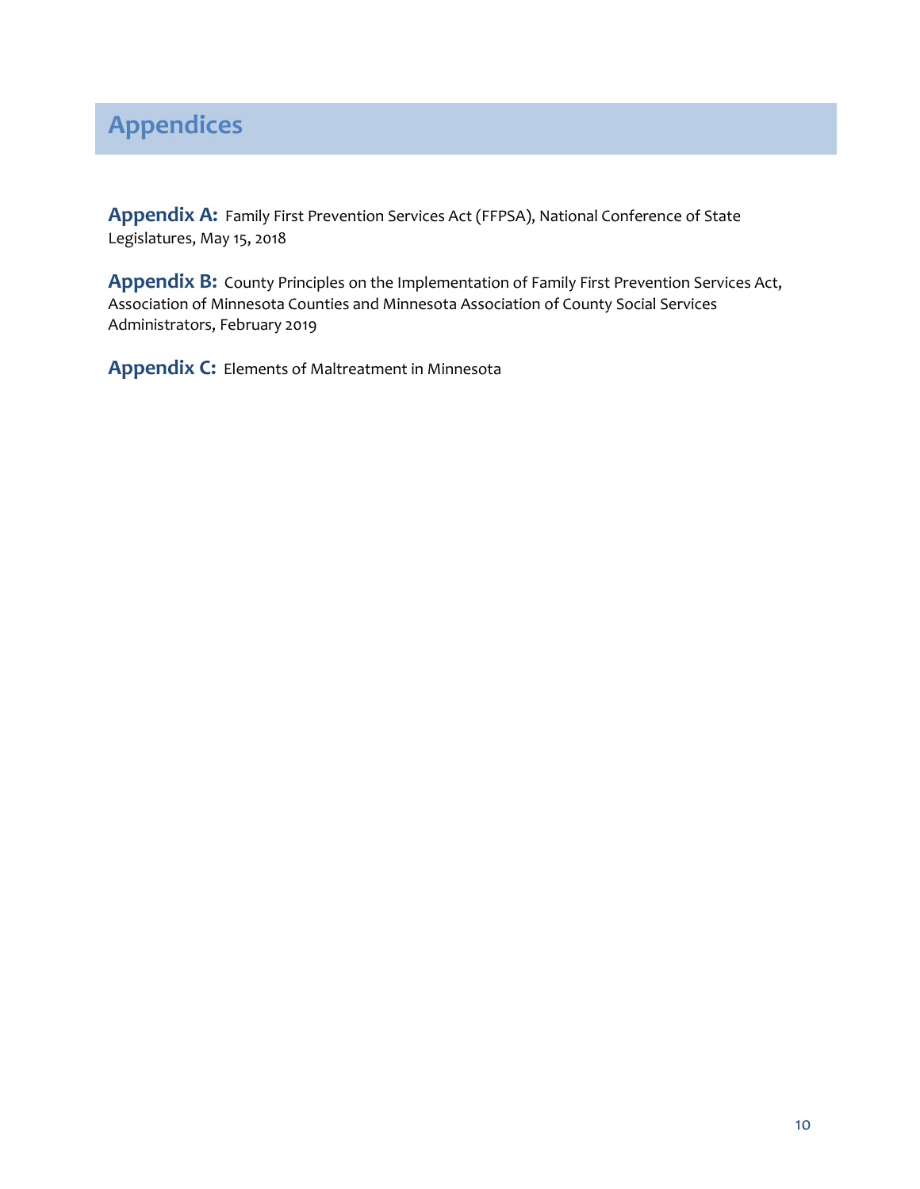## Appendices

**Appendix A:** Family First Prevention Services Act (FFPSA), National Conference of State Legislatures, May 15, 2018

**Appendix B:** County Principles on the Implementation of Family First Prevention Services Act, Association of Minnesota Counties and Minnesota Association of County Social Services Administrators, February 2019

**Appendix C:** Elements of Maltreatment in Minnesota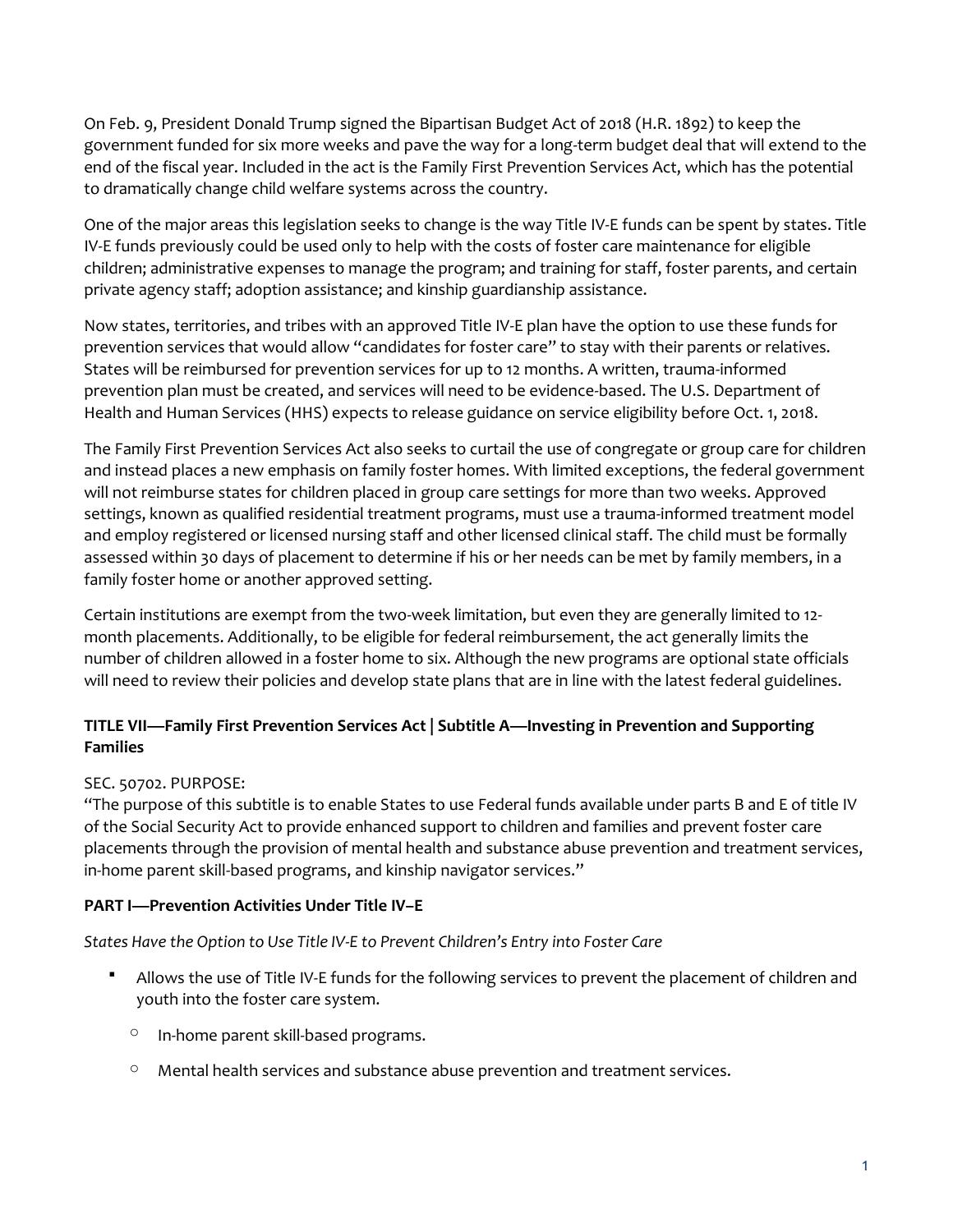On Feb. 9, President Donald Trump signed the Bipartisan Budget Act of 2018 (H.R. 1892) to keep the government funded for six more weeks and pave the way for a long-term budget deal that will extend to the end of the fiscal year. Included in the act is the Family First Prevention Services Act, which has the potential to dramatically change child welfare systems across the country.

One of the major areas this legislation seeks to change is the way Title IV-E funds can be spent by states. Title IV-E funds previously could be used only to help with the costs of foster care maintenance for eligible children; administrative expenses to manage the program; and training for staff, foster parents, and certain private agency staff; adoption assistance; and kinship guardianship assistance.

Now states, territories, and tribes with an approved Title IV-E plan have the option to use these funds for prevention services that would allow "candidates for foster care" to stay with their parents or relatives. States will be reimbursed for prevention services for up to 12 months. A written, trauma-informed prevention plan must be created, and services will need to be evidence-based. The U.S. Department of Health and Human Services (HHS) expects to release guidance on service eligibility before Oct. 1, 2018.

The Family First Prevention Services Act also seeks to curtail the use of congregate or group care for children and instead places a new emphasis on family foster homes. With limited exceptions, the federal government will not reimburse states for children placed in group care settings for more than two weeks. Approved settings, known as qualified residential treatment programs, must use a trauma-informed treatment model and employ registered or licensed nursing staff and other licensed clinical staff. The child must be formally assessed within 30 days of placement to determine if his or her needs can be met by family members, in a family foster home or another approved setting.

Certain institutions are exempt from the two-week limitation, but even they are generally limited to 12-month placements. Additionally, to be eligible for federal reimbursement, the act generally limits the number of children allowed in a foster home to six. Although the new programs are optional state officials will need to review their policies and develop state plans that are in line with the latest federal guidelines.

**TITLE VII—Family First Prevention Services Act | Subtitle A—Investing in Prevention and Supporting Families**

SEC. 50702. PURPOSE:
"The purpose of this subtitle is to enable States to use Federal funds available under parts B and E of title IV of the Social Security Act to provide enhanced support to children and families and prevent foster care placements through the provision of mental health and substance abuse prevention and treatment services, in-home parent skill-based programs, and kinship navigator services."

**PART I—Prevention Activities Under Title IV–E**

*States Have the Option to Use Title IV-E to Prevent Children's Entry into Foster Care*

- Allows the use of Title IV-E funds for the following services to prevent the placement of children and youth into the foster care system.
  - In-home parent skill-based programs.
  - Mental health services and substance abuse prevention and treatment services.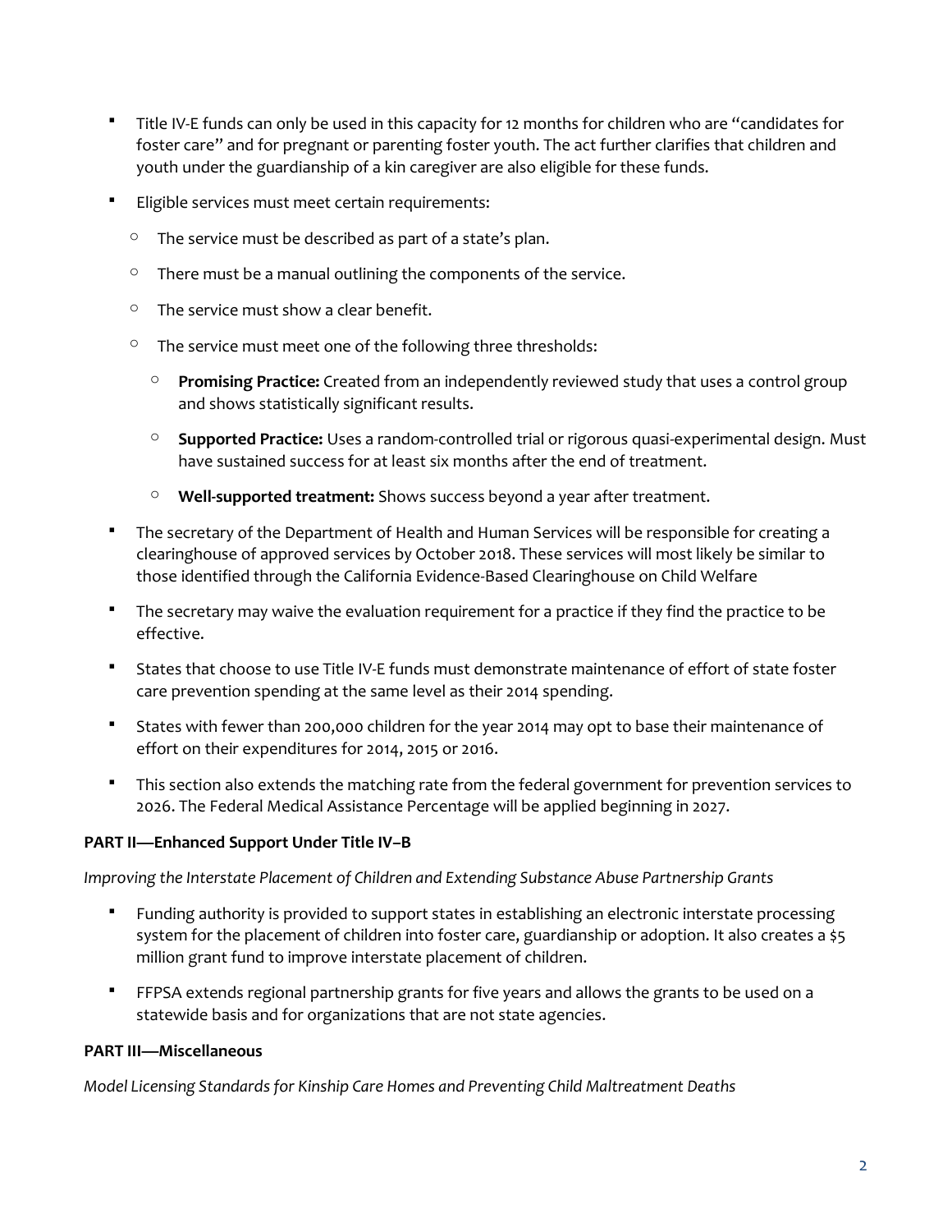- Title IV-E funds can only be used in this capacity for 12 months for children who are "candidates for foster care" and for pregnant or parenting foster youth. The act further clarifies that children and youth under the guardianship of a kin caregiver are also eligible for these funds.
- Eligible services must meet certain requirements:
  - The service must be described as part of a state's plan.
  - There must be a manual outlining the components of the service.
  - The service must show a clear benefit.
  - The service must meet one of the following three thresholds:
    - **Promising Practice:** Created from an independently reviewed study that uses a control group and shows statistically significant results.
    - **Supported Practice:** Uses a random-controlled trial or rigorous quasi-experimental design. Must have sustained success for at least six months after the end of treatment.
    - **Well-supported treatment:** Shows success beyond a year after treatment.
- The secretary of the Department of Health and Human Services will be responsible for creating a clearinghouse of approved services by October 2018. These services will most likely be similar to those identified through the California Evidence-Based Clearinghouse on Child Welfare
- The secretary may waive the evaluation requirement for a practice if they find the practice to be effective.
- States that choose to use Title IV-E funds must demonstrate maintenance of effort of state foster care prevention spending at the same level as their 2014 spending.
- States with fewer than 200,000 children for the year 2014 may opt to base their maintenance of effort on their expenditures for 2014, 2015 or 2016.
- This section also extends the matching rate from the federal government for prevention services to 2026. The Federal Medical Assistance Percentage will be applied beginning in 2027.

**PART II—Enhanced Support Under Title IV–B**

*Improving the Interstate Placement of Children and Extending Substance Abuse Partnership Grants*

- Funding authority is provided to support states in establishing an electronic interstate processing system for the placement of children into foster care, guardianship or adoption. It also creates a $5 million grant fund to improve interstate placement of children.
- FFPSA extends regional partnership grants for five years and allows the grants to be used on a statewide basis and for organizations that are not state agencies.

**PART III—Miscellaneous**

*Model Licensing Standards for Kinship Care Homes and Preventing Child Maltreatment Deaths*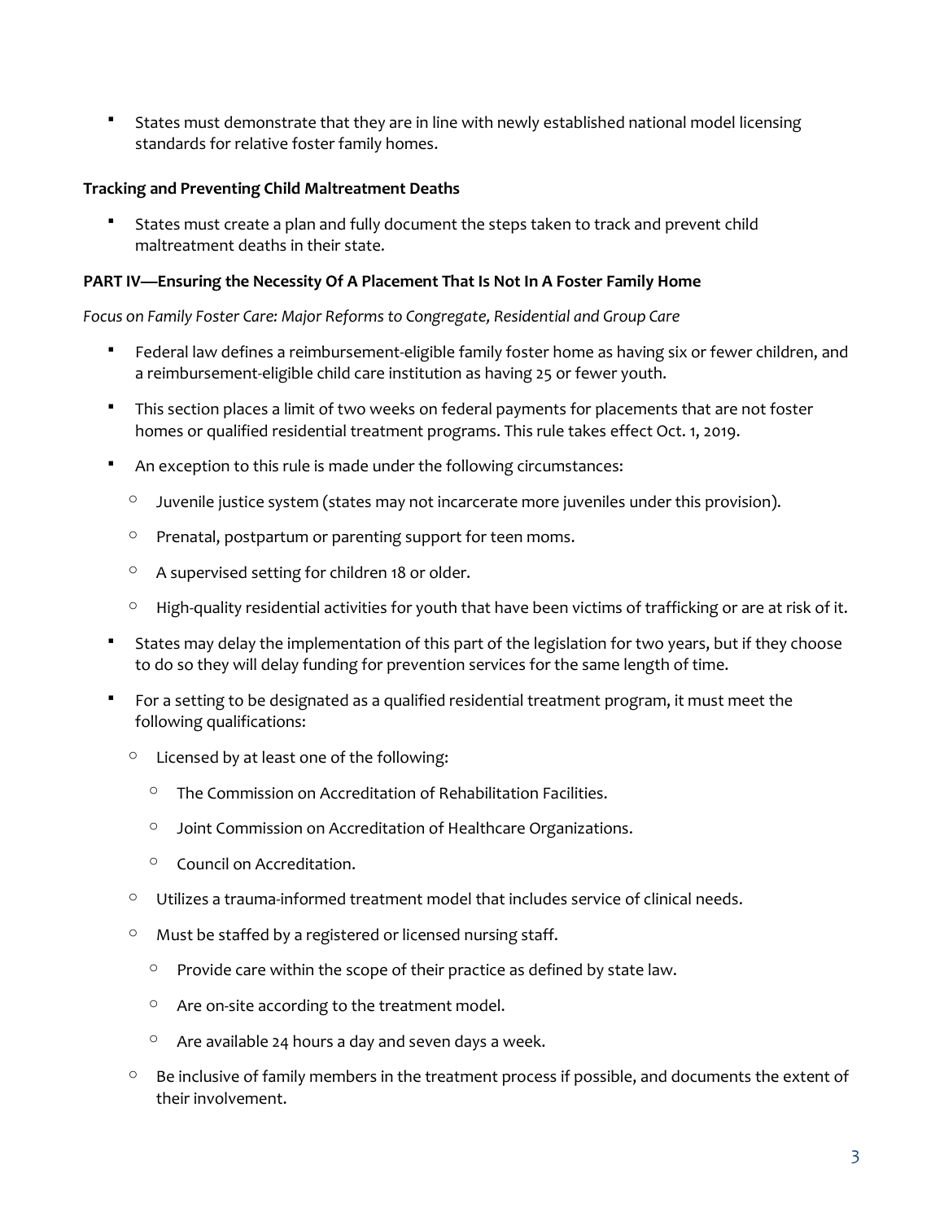- States must demonstrate that they are in line with newly established national model licensing standards for relative foster family homes.

**Tracking and Preventing Child Maltreatment Deaths**

- States must create a plan and fully document the steps taken to track and prevent child maltreatment deaths in their state.

**PART IV—Ensuring the Necessity Of A Placement That Is Not In A Foster Family Home**

*Focus on Family Foster Care: Major Reforms to Congregate, Residential and Group Care*

- Federal law defines a reimbursement-eligible family foster home as having six or fewer children, and a reimbursement-eligible child care institution as having 25 or fewer youth.
- This section places a limit of two weeks on federal payments for placements that are not foster homes or qualified residential treatment programs. This rule takes effect Oct. 1, 2019.
- An exception to this rule is made under the following circumstances:
  - Juvenile justice system (states may not incarcerate more juveniles under this provision).
  - Prenatal, postpartum or parenting support for teen moms.
  - A supervised setting for children 18 or older.
  - High-quality residential activities for youth that have been victims of trafficking or are at risk of it.
- States may delay the implementation of this part of the legislation for two years, but if they choose to do so they will delay funding for prevention services for the same length of time.
- For a setting to be designated as a qualified residential treatment program, it must meet the following qualifications:
  - Licensed by at least one of the following:
    - The Commission on Accreditation of Rehabilitation Facilities.
    - Joint Commission on Accreditation of Healthcare Organizations.
    - Council on Accreditation.
  - Utilizes a trauma-informed treatment model that includes service of clinical needs.
  - Must be staffed by a registered or licensed nursing staff.
    - Provide care within the scope of their practice as defined by state law.
    - Are on-site according to the treatment model.
    - Are available 24 hours a day and seven days a week.
  - Be inclusive of family members in the treatment process if possible, and documents the extent of their involvement.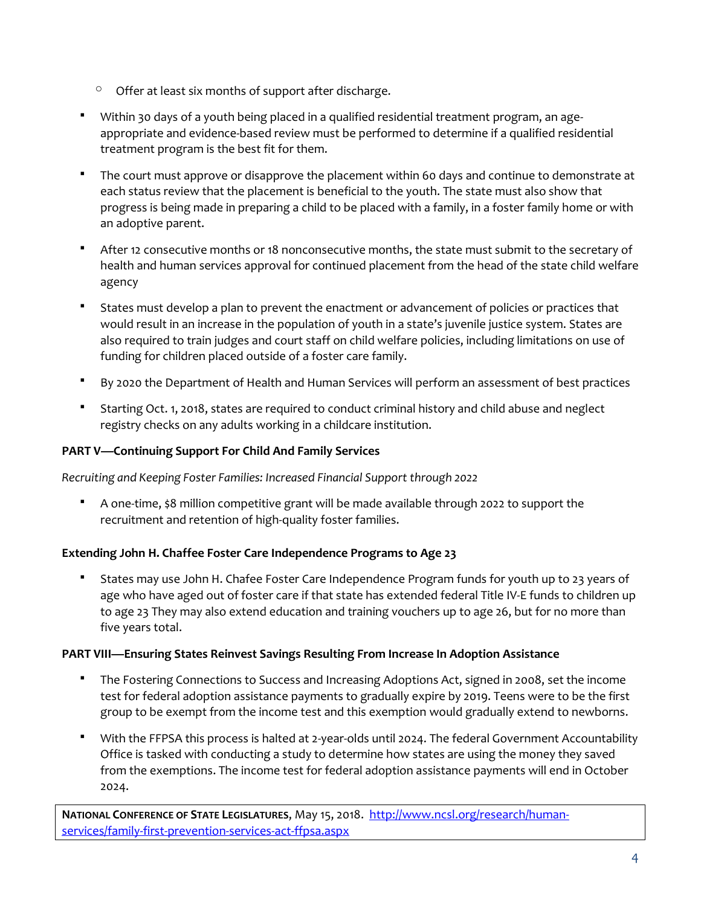- Offer at least six months of support after discharge.

- Within 30 days of a youth being placed in a qualified residential treatment program, an age-appropriate and evidence-based review must be performed to determine if a qualified residential treatment program is the best fit for them.

- The court must approve or disapprove the placement within 60 days and continue to demonstrate at each status review that the placement is beneficial to the youth. The state must also show that progress is being made in preparing a child to be placed with a family, in a foster family home or with an adoptive parent.

- After 12 consecutive months or 18 nonconsecutive months, the state must submit to the secretary of health and human services approval for continued placement from the head of the state child welfare agency

- States must develop a plan to prevent the enactment or advancement of policies or practices that would result in an increase in the population of youth in a state's juvenile justice system. States are also required to train judges and court staff on child welfare policies, including limitations on use of funding for children placed outside of a foster care family.

- By 2020 the Department of Health and Human Services will perform an assessment of best practices

- Starting Oct. 1, 2018, states are required to conduct criminal history and child abuse and neglect registry checks on any adults working in a childcare institution.

**PART V—Continuing Support For Child And Family Services**

*Recruiting and Keeping Foster Families: Increased Financial Support through 2022*

- A one-time, $8 million competitive grant will be made available through 2022 to support the recruitment and retention of high-quality foster families.

**Extending John H. Chaffee Foster Care Independence Programs to Age 23**

- States may use John H. Chafee Foster Care Independence Program funds for youth up to 23 years of age who have aged out of foster care if that state has extended federal Title IV-E funds to children up to age 23 They may also extend education and training vouchers up to age 26, but for no more than five years total.

**PART VIII—Ensuring States Reinvest Savings Resulting From Increase In Adoption Assistance**

- The Fostering Connections to Success and Increasing Adoptions Act, signed in 2008, set the income test for federal adoption assistance payments to gradually expire by 2019. Teens were to be the first group to be exempt from the income test and this exemption would gradually extend to newborns.

- With the FFPSA this process is halted at 2-year-olds until 2024. The federal Government Accountability Office is tasked with conducting a study to determine how states are using the money they saved from the exemptions. The income test for federal adoption assistance payments will end in October 2024.

**NATIONAL CONFERENCE OF STATE LEGISLATURES,** May 15, 2018. http://www.ncsl.org/research/human-services/family-first-prevention-services-act-ffpsa.aspx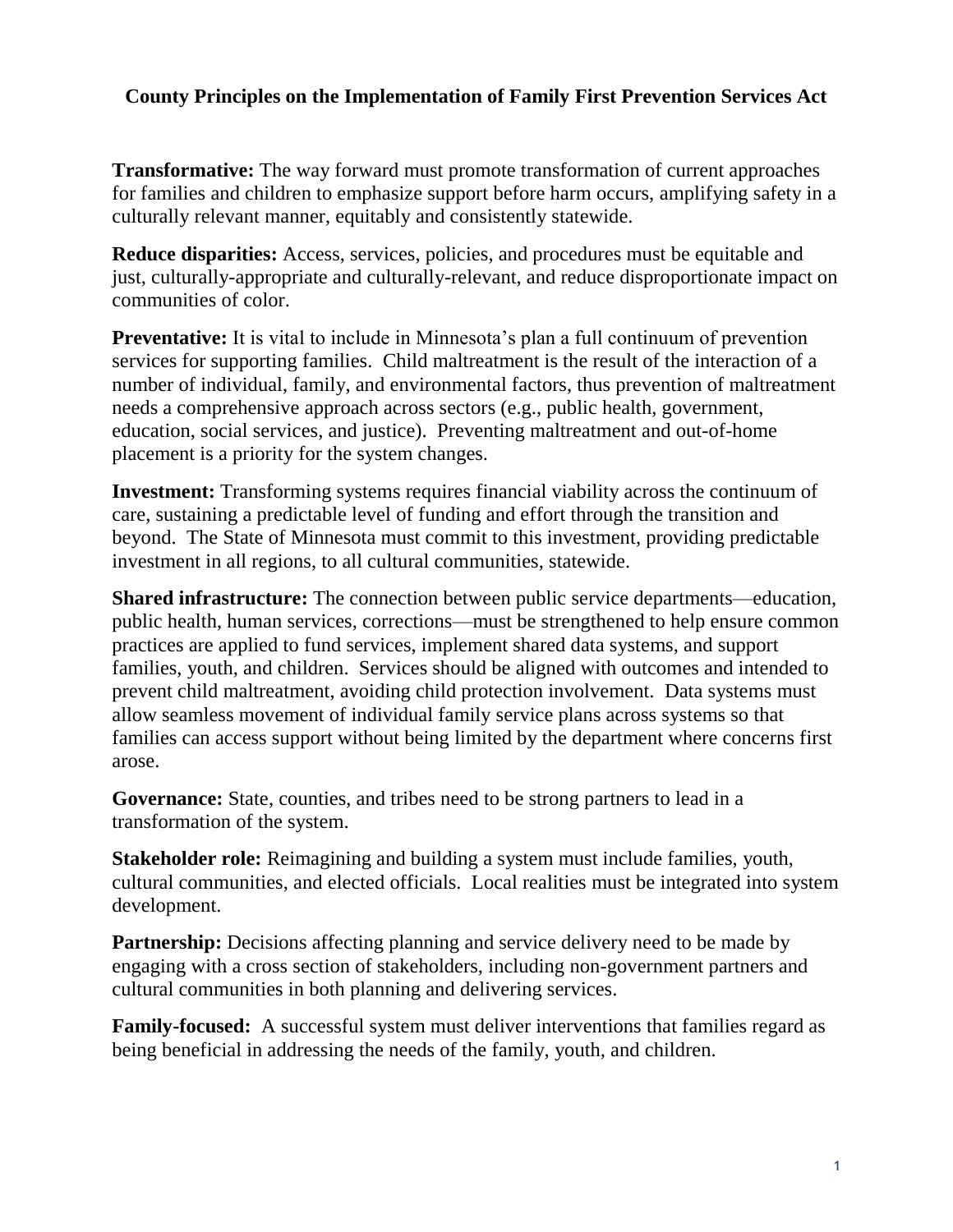# County Principles on the Implementation of Family First Prevention Services Act

**Transformative:** The way forward must promote transformation of current approaches for families and children to emphasize support before harm occurs, amplifying safety in a culturally relevant manner, equitably and consistently statewide.

**Reduce disparities:** Access, services, policies, and procedures must be equitable and just, culturally-appropriate and culturally-relevant, and reduce disproportionate impact on communities of color.

**Preventative:** It is vital to include in Minnesota's plan a full continuum of prevention services for supporting families. Child maltreatment is the result of the interaction of a number of individual, family, and environmental factors, thus prevention of maltreatment needs a comprehensive approach across sectors (e.g., public health, government, education, social services, and justice). Preventing maltreatment and out-of-home placement is a priority for the system changes.

**Investment:** Transforming systems requires financial viability across the continuum of care, sustaining a predictable level of funding and effort through the transition and beyond. The State of Minnesota must commit to this investment, providing predictable investment in all regions, to all cultural communities, statewide.

**Shared infrastructure:** The connection between public service departments—education, public health, human services, corrections—must be strengthened to help ensure common practices are applied to fund services, implement shared data systems, and support families, youth, and children. Services should be aligned with outcomes and intended to prevent child maltreatment, avoiding child protection involvement. Data systems must allow seamless movement of individual family service plans across systems so that families can access support without being limited by the department where concerns first arose.

**Governance:** State, counties, and tribes need to be strong partners to lead in a transformation of the system.

**Stakeholder role:** Reimagining and building a system must include families, youth, cultural communities, and elected officials. Local realities must be integrated into system development.

**Partnership:** Decisions affecting planning and service delivery need to be made by engaging with a cross section of stakeholders, including non-government partners and cultural communities in both planning and delivering services.

**Family-focused:** A successful system must deliver interventions that families regard as being beneficial in addressing the needs of the family, youth, and children.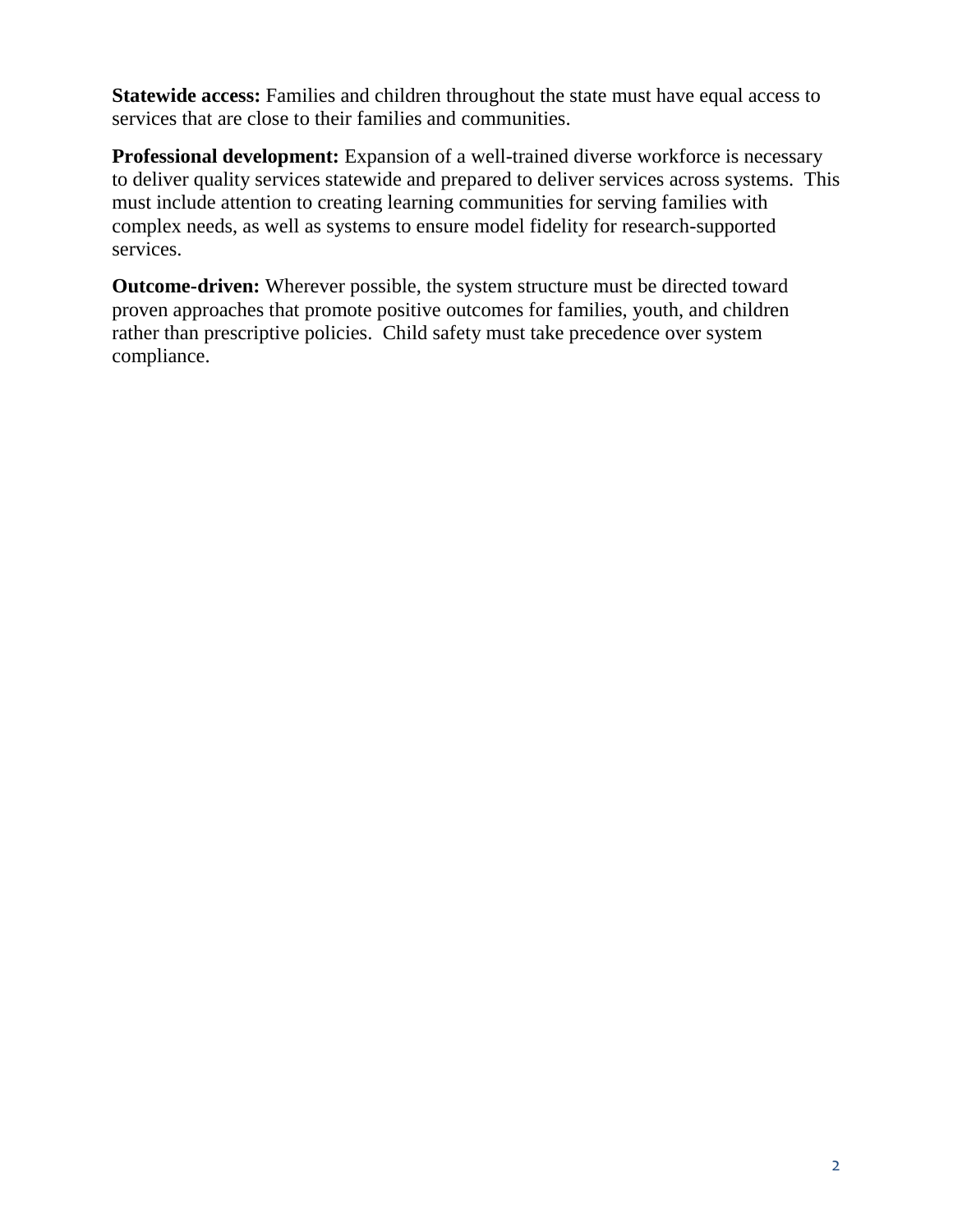**Statewide access:** Families and children throughout the state must have equal access to services that are close to their families and communities.

**Professional development:** Expansion of a well-trained diverse workforce is necessary to deliver quality services statewide and prepared to deliver services across systems. This must include attention to creating learning communities for serving families with complex needs, as well as systems to ensure model fidelity for research-supported services.

**Outcome-driven:** Wherever possible, the system structure must be directed toward proven approaches that promote positive outcomes for families, youth, and children rather than prescriptive policies. Child safety must take precedence over system compliance.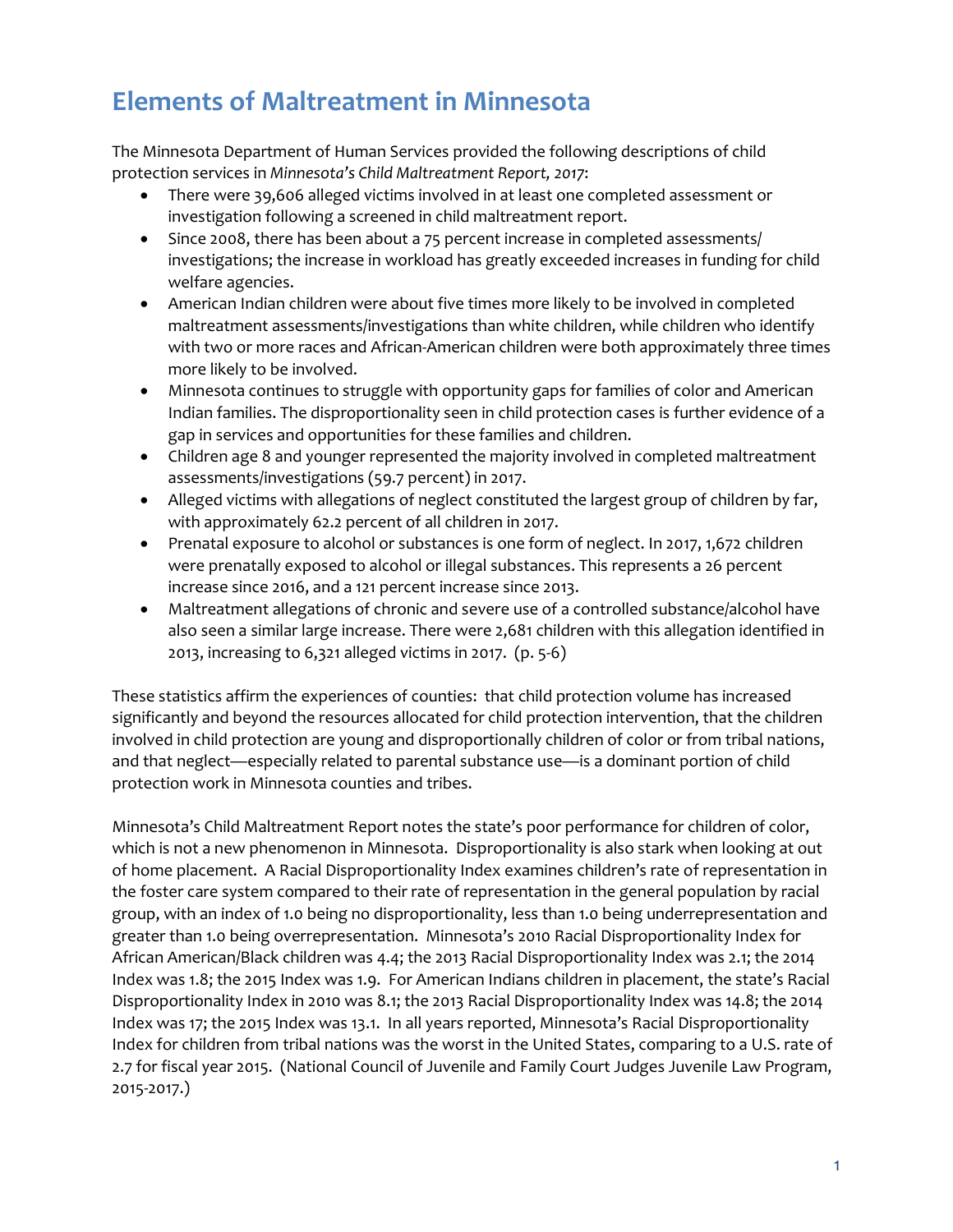# Elements of Maltreatment in Minnesota

The Minnesota Department of Human Services provided the following descriptions of child protection services in *Minnesota's Child Maltreatment Report, 2017*:

- There were 39,606 alleged victims involved in at least one completed assessment or investigation following a screened in child maltreatment report.
- Since 2008, there has been about a 75 percent increase in completed assessments/ investigations; the increase in workload has greatly exceeded increases in funding for child welfare agencies.
- American Indian children were about five times more likely to be involved in completed maltreatment assessments/investigations than white children, while children who identify with two or more races and African-American children were both approximately three times more likely to be involved.
- Minnesota continues to struggle with opportunity gaps for families of color and American Indian families. The disproportionality seen in child protection cases is further evidence of a gap in services and opportunities for these families and children.
- Children age 8 and younger represented the majority involved in completed maltreatment assessments/investigations (59.7 percent) in 2017.
- Alleged victims with allegations of neglect constituted the largest group of children by far, with approximately 62.2 percent of all children in 2017.
- Prenatal exposure to alcohol or substances is one form of neglect. In 2017, 1,672 children were prenatally exposed to alcohol or illegal substances. This represents a 26 percent increase since 2016, and a 121 percent increase since 2013.
- Maltreatment allegations of chronic and severe use of a controlled substance/alcohol have also seen a similar large increase. There were 2,681 children with this allegation identified in 2013, increasing to 6,321 alleged victims in 2017. (p. 5-6)

These statistics affirm the experiences of counties: that child protection volume has increased significantly and beyond the resources allocated for child protection intervention, that the children involved in child protection are young and disproportionally children of color or from tribal nations, and that neglect—especially related to parental substance use—is a dominant portion of child protection work in Minnesota counties and tribes.

Minnesota's Child Maltreatment Report notes the state's poor performance for children of color, which is not a new phenomenon in Minnesota. Disproportionality is also stark when looking at out of home placement. A Racial Disproportionality Index examines children's rate of representation in the foster care system compared to their rate of representation in the general population by racial group, with an index of 1.0 being no disproportionality, less than 1.0 being underrepresentation and greater than 1.0 being overrepresentation. Minnesota's 2010 Racial Disproportionality Index for African American/Black children was 4.4; the 2013 Racial Disproportionality Index was 2.1; the 2014 Index was 1.8; the 2015 Index was 1.9. For American Indians children in placement, the state's Racial Disproportionality Index in 2010 was 8.1; the 2013 Racial Disproportionality Index was 14.8; the 2014 Index was 17; the 2015 Index was 13.1. In all years reported, Minnesota's Racial Disproportionality Index for children from tribal nations was the worst in the United States, comparing to a U.S. rate of 2.7 for fiscal year 2015. (National Council of Juvenile and Family Court Judges Juvenile Law Program, 2015-2017.)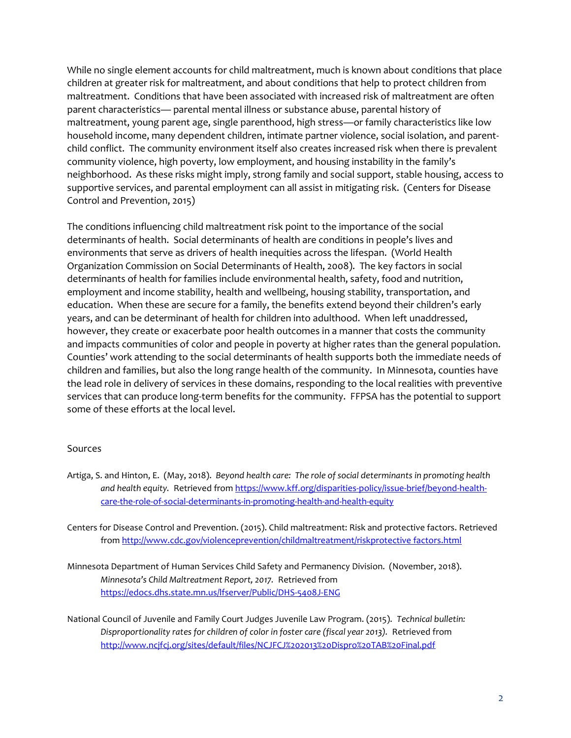While no single element accounts for child maltreatment, much is known about conditions that place children at greater risk for maltreatment, and about conditions that help to protect children from maltreatment. Conditions that have been associated with increased risk of maltreatment are often parent characteristics— parental mental illness or substance abuse, parental history of maltreatment, young parent age, single parenthood, high stress—or family characteristics like low household income, many dependent children, intimate partner violence, social isolation, and parent-child conflict. The community environment itself also creates increased risk when there is prevalent community violence, high poverty, low employment, and housing instability in the family's neighborhood. As these risks might imply, strong family and social support, stable housing, access to supportive services, and parental employment can all assist in mitigating risk. (Centers for Disease Control and Prevention, 2015)

The conditions influencing child maltreatment risk point to the importance of the social determinants of health. Social determinants of health are conditions in people's lives and environments that serve as drivers of health inequities across the lifespan. (World Health Organization Commission on Social Determinants of Health, 2008). The key factors in social determinants of health for families include environmental health, safety, food and nutrition, employment and income stability, health and wellbeing, housing stability, transportation, and education. When these are secure for a family, the benefits extend beyond their children's early years, and can be determinant of health for children into adulthood. When left unaddressed, however, they create or exacerbate poor health outcomes in a manner that costs the community and impacts communities of color and people in poverty at higher rates than the general population. Counties' work attending to the social determinants of health supports both the immediate needs of children and families, but also the long range health of the community. In Minnesota, counties have the lead role in delivery of services in these domains, responding to the local realities with preventive services that can produce long-term benefits for the community. FFPSA has the potential to support some of these efforts at the local level.

Sources

Artiga, S. and Hinton, E. (May, 2018). *Beyond health care: The role of social determinants in promoting health and health equity.* Retrieved from https://www.kff.org/disparities-policy/issue-brief/beyond-health-care-the-role-of-social-determinants-in-promoting-health-and-health-equity

Centers for Disease Control and Prevention. (2015). Child maltreatment: Risk and protective factors. Retrieved from http://www.cdc.gov/violenceprevention/childmaltreatment/riskprotective factors.html

Minnesota Department of Human Services Child Safety and Permanency Division. (November, 2018). *Minnesota's Child Maltreatment Report, 2017.* Retrieved from https://edocs.dhs.state.mn.us/lfserver/Public/DHS-5408J-ENG

National Council of Juvenile and Family Court Judges Juvenile Law Program. (2015). *Technical bulletin: Disproportionality rates for children of color in foster care (fiscal year 2013).* Retrieved from http://www.ncjfcj.org/sites/default/files/NCJFCJ%202013%20Dispro%20TAB%20Final.pdf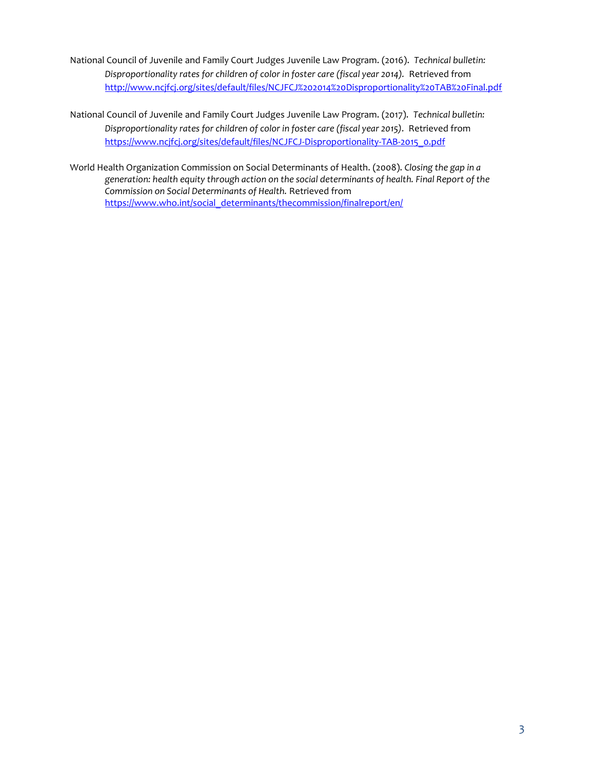National Council of Juvenile and Family Court Judges Juvenile Law Program. (2016). *Technical bulletin: Disproportionality rates for children of color in foster care (fiscal year 2014).* Retrieved from http://www.ncjfcj.org/sites/default/files/NCJFCJ%202014%20Disproportionality%20TAB%20Final.pdf

National Council of Juvenile and Family Court Judges Juvenile Law Program. (2017). *Technical bulletin: Disproportionality rates for children of color in foster care (fiscal year 2015).* Retrieved from https://www.ncjfcj.org/sites/default/files/NCJFCJ-Disproportionality-TAB-2015_0.pdf

World Health Organization Commission on Social Determinants of Health. (2008). *Closing the gap in a generation: health equity through action on the social determinants of health. Final Report of the Commission on Social Determinants of Health.* Retrieved from https://www.who.int/social_determinants/thecommission/finalreport/en/